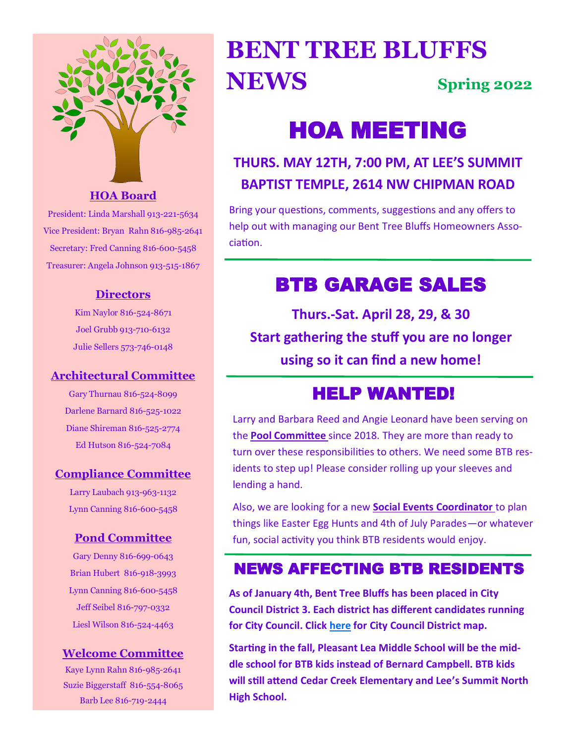# BENT TREE BLUFFS NEWS

**Spring 2022**

## HOA MEETING

**THURS. MAY 12TH, 7:00 PM, AT LEE'S SUMMIT BAPTIST TEMPLE, 2614 NW CHIPMAN ROAD**

Bring your questions, comments, suggestions and any offers to help out with managing our Bent Tree Bluffs Homeowners Association.

## BTB GARAGE SALES

**Thurs.-Sat. April 28, 29, & 30**

**Start gathering the stuff you are no longer using so it can find a new home!**

## HELP WANTED!

Larry and Barbara Reed and Angie Leonard have been serving on the **Pool Committee** since 2018. They are more than ready to turn over these responsibilities to others. We need some BTB residents to step up! Please consider rolling up your sleeves and lending a hand.

Also, we are looking for a new **Social Events Coordinator** to plan things like Easter Egg Hunts and 4th of July Parades—or whatever fun, social activity you think BTB residents would enjoy.

## NEWS AFFECTING BTB RESIDENTS

**As of January 4th, Bent Tree Bluffs has been placed in City Council District 3. Each district has different candidates running for City Council. Click here for City Council District map.**

**Starting in the fall, Pleasant Lea Middle School will be the middle school for BTB kids instead of Bernard Campbell. BTB kids will still attend Cedar Creek Elementary and Lee's Summit North High School.**

### HOA Board

President: Linda Marshall 913-221-5634
Vice President: Bryan Rahn 816-985-2641
Secretary: Fred Canning 816-600-5458
Treasurer: Angela Johnson 913-515-1867

### Directors

Kim Naylor 816-524-8671
Joel Grubb 913-710-6132
Julie Sellers 573-746-0148

### Architectural Committee

Gary Thurnau 816-524-8099
Darlene Barnard 816-525-1022
Diane Shireman 816-525-2774
Ed Hutson 816-524-7084

### Compliance Committee

Larry Laubach 913-963-1132
Lynn Canning 816-600-5458

### Pond Committee

Gary Denny 816-699-0643
Brian Hubert 816-918-3993
Lynn Canning 816-600-5458
Jeff Seibel 816-797-0332
Liesl Wilson 816-524-4463

### Welcome Committee

Kaye Lynn Rahn 816-985-2641
Suzie Biggerstaff 816-554-8065
Barb Lee 816-719-2444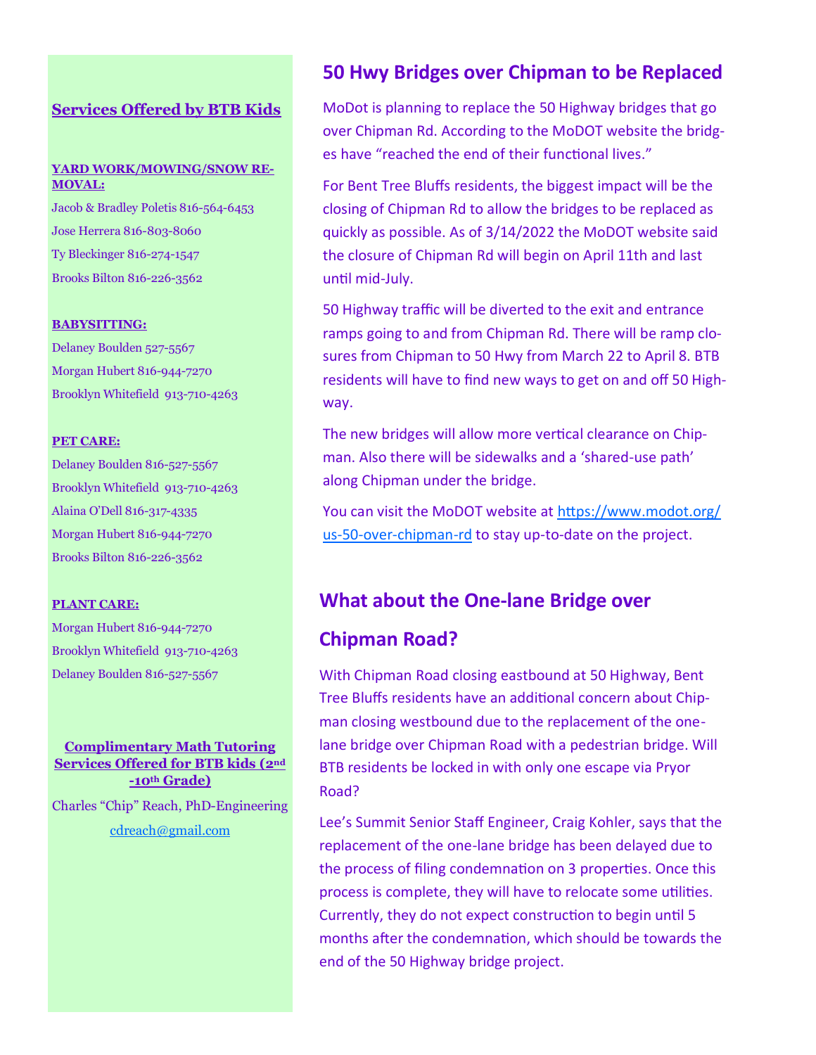## Services Offered by BTB Kids

**YARD WORK/MOWING/SNOW REMOVAL:**

Jacob & Bradley Poletis 816-564-6453

Jose Herrera 816-803-8060

Ty Bleckinger 816-274-1547

Brooks Bilton 816-226-3562

**BABYSITTING:**

Delaney Boulden 527-5567

Morgan Hubert 816-944-7270

Brooklyn Whitefield 913-710-4263

**PET CARE:**

Delaney Boulden 816-527-5567

Brooklyn Whitefield 913-710-4263

Alaina O'Dell 816-317-4335

Morgan Hubert 816-944-7270

Brooks Bilton 816-226-3562

**PLANT CARE:**

Morgan Hubert 816-944-7270

Brooklyn Whitefield 913-710-4263

Delaney Boulden 816-527-5567

**Complimentary Math Tutoring Services Offered for BTB kids (2nd -10th Grade)**

Charles "Chip" Reach, PhD-Engineering

cdreach@gmail.com

## 50 Hwy Bridges over Chipman to be Replaced

MoDot is planning to replace the 50 Highway bridges that go over Chipman Rd. According to the MoDOT website the bridges have "reached the end of their functional lives."

For Bent Tree Bluffs residents, the biggest impact will be the closing of Chipman Rd to allow the bridges to be replaced as quickly as possible. As of 3/14/2022 the MoDOT website said the closure of Chipman Rd will begin on April 11th and last until mid-July.

50 Highway traffic will be diverted to the exit and entrance ramps going to and from Chipman Rd. There will be ramp closures from Chipman to 50 Hwy from March 22 to April 8. BTB residents will have to find new ways to get on and off 50 Highway.

The new bridges will allow more vertical clearance on Chipman. Also there will be sidewalks and a 'shared-use path' along Chipman under the bridge.

You can visit the MoDOT website at https://www.modot.org/us-50-over-chipman-rd to stay up-to-date on the project.

## What about the One-lane Bridge over Chipman Road?

With Chipman Road closing eastbound at 50 Highway, Bent Tree Bluffs residents have an additional concern about Chipman closing westbound due to the replacement of the one-lane bridge over Chipman Road with a pedestrian bridge. Will BTB residents be locked in with only one escape via Pryor Road?

Lee's Summit Senior Staff Engineer, Craig Kohler, says that the replacement of the one-lane bridge has been delayed due to the process of filing condemnation on 3 properties. Once this process is complete, they will have to relocate some utilities. Currently, they do not expect construction to begin until 5 months after the condemnation, which should be towards the end of the 50 Highway bridge project.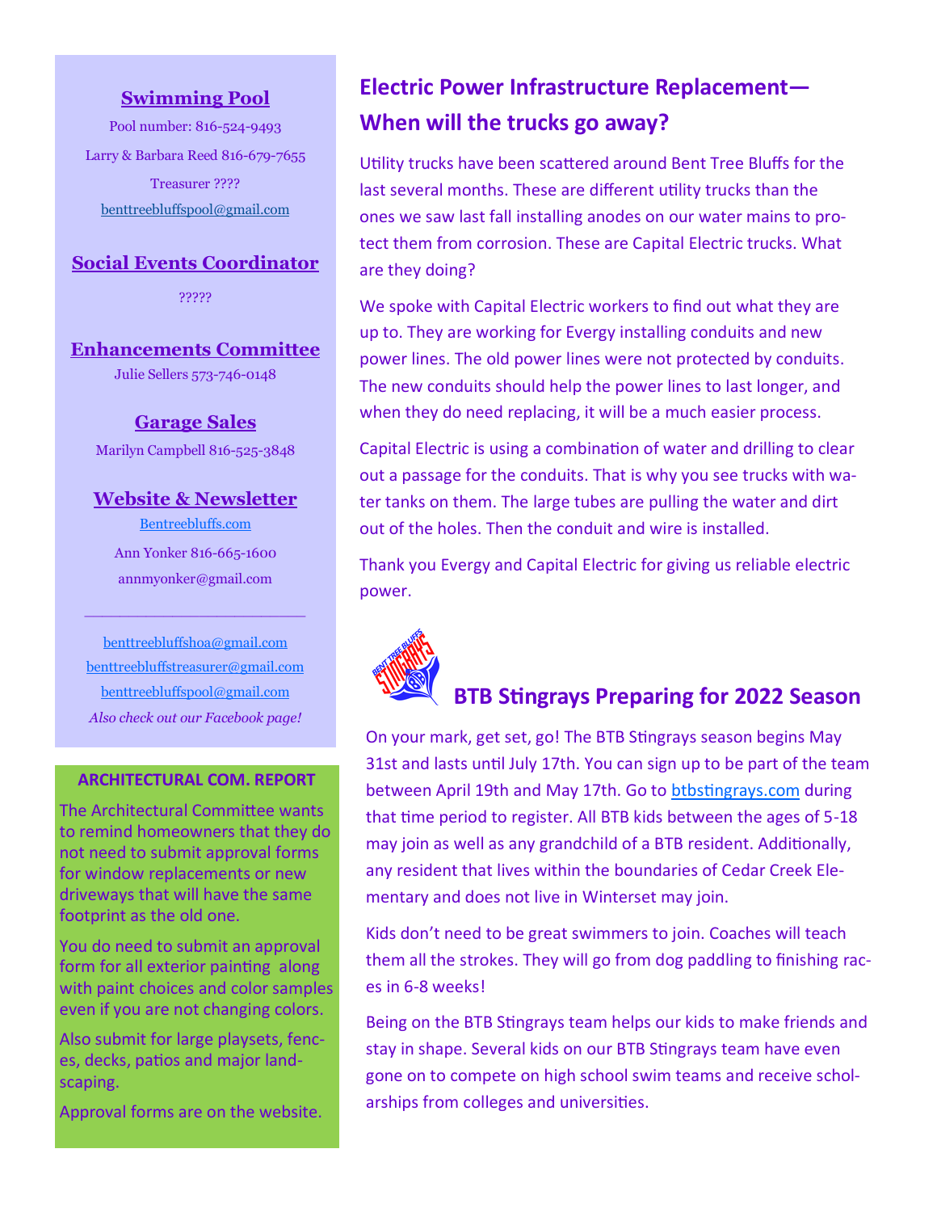## Swimming Pool

Pool number: 816-524-9493

Larry & Barbara Reed 816-679-7655

Treasurer ????

benttreebluffspool@gmail.com

## Social Events Coordinator

?????

## Enhancements Committee

Julie Sellers 573-746-0148

## Garage Sales

Marilyn Campbell 816-525-3848

## Website & Newsletter

Bentreebluffs.com

Ann Yonker 816-665-1600

annmyonker@gmail.com

---

benttreebluffshoa@gmail.com

benttreebluffstreasurer@gmail.com

benttreebluffspool@gmail.com

*Also check out our Facebook page!*

### ARCHITECTURAL COM. REPORT

The Architectural Committee wants to remind homeowners that they do not need to submit approval forms for window replacements or new driveways that will have the same footprint as the old one.

You do need to submit an approval form for all exterior painting along with paint choices and color samples even if you are not changing colors.

Also submit for large playsets, fences, decks, patios and major landscaping.

Approval forms are on the website.

## Electric Power Infrastructure Replacement—When will the trucks go away?

Utility trucks have been scattered around Bent Tree Bluffs for the last several months. These are different utility trucks than the ones we saw last fall installing anodes on our water mains to protect them from corrosion. These are Capital Electric trucks. What are they doing?

We spoke with Capital Electric workers to find out what they are up to. They are working for Evergy installing conduits and new power lines. The old power lines were not protected by conduits. The new conduits should help the power lines to last longer, and when they do need replacing, it will be a much easier process.

Capital Electric is using a combination of water and drilling to clear out a passage for the conduits. That is why you see trucks with water tanks on them. The large tubes are pulling the water and dirt out of the holes. Then the conduit and wire is installed.

Thank you Evergy and Capital Electric for giving us reliable electric power.

## BTB Stingrays Preparing for 2022 Season

On your mark, get set, go! The BTB Stingrays season begins May 31st and lasts until July 17th. You can sign up to be part of the team between April 19th and May 17th. Go to btbstingrays.com during that time period to register. All BTB kids between the ages of 5-18 may join as well as any grandchild of a BTB resident. Additionally, any resident that lives within the boundaries of Cedar Creek Elementary and does not live in Winterset may join.

Kids don't need to be great swimmers to join. Coaches will teach them all the strokes. They will go from dog paddling to finishing races in 6-8 weeks!

Being on the BTB Stingrays team helps our kids to make friends and stay in shape. Several kids on our BTB Stingrays team have even gone on to compete on high school swim teams and receive scholarships from colleges and universities.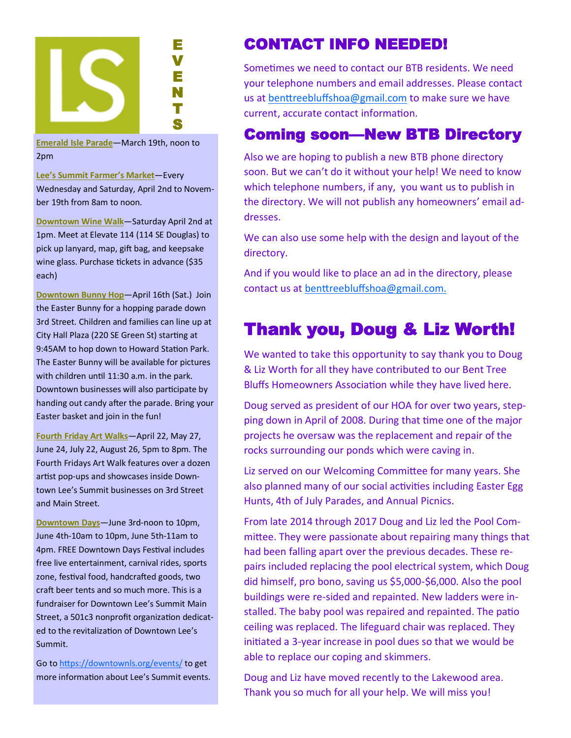## EVENTS

**Emerald Isle Parade**—March 19th, noon to 2pm

**Lee's Summit Farmer's Market**—Every Wednesday and Saturday, April 2nd to November 19th from 8am to noon.

**Downtown Wine Walk**—Saturday April 2nd at 1pm. Meet at Elevate 114 (114 SE Douglas) to pick up lanyard, map, gift bag, and keepsake wine glass. Purchase tickets in advance ($35 each)

**Downtown Bunny Hop**—April 16th (Sat.) Join the Easter Bunny for a hopping parade down 3rd Street. Children and families can line up at City Hall Plaza (220 SE Green St) starting at 9:45AM to hop down to Howard Station Park. The Easter Bunny will be available for pictures with children until 11:30 a.m. in the park. Downtown businesses will also participate by handing out candy after the parade. Bring your Easter basket and join in the fun!

**Fourth Friday Art Walks**—April 22, May 27, June 24, July 22, August 26, 5pm to 8pm. The Fourth Fridays Art Walk features over a dozen artist pop-ups and showcases inside Downtown Lee's Summit businesses on 3rd Street and Main Street.

**Downtown Days**—June 3rd-noon to 10pm, June 4th-10am to 10pm, June 5th-11am to 4pm. FREE Downtown Days Festival includes free live entertainment, carnival rides, sports zone, festival food, handcrafted goods, two craft beer tents and so much more. This is a fundraiser for Downtown Lee's Summit Main Street, a 501c3 nonprofit organization dedicated to the revitalization of Downtown Lee's Summit.

Go to https://downtownls.org/events/ to get more information about Lee's Summit events.

## CONTACT INFO NEEDED!

Sometimes we need to contact our BTB residents. We need your telephone numbers and email addresses. Please contact us at benttreebluffshoa@gmail.com to make sure we have current, accurate contact information.

## Coming soon—New BTB Directory

Also we are hoping to publish a new BTB phone directory soon. But we can't do it without your help! We need to know which telephone numbers, if any, you want us to publish in the directory. We will not publish any homeowners' email addresses.

We can also use some help with the design and layout of the directory.

And if you would like to place an ad in the directory, please contact us at benttreebluffshoa@gmail.com.

# Thank you, Doug & Liz Worth!

We wanted to take this opportunity to say thank you to Doug & Liz Worth for all they have contributed to our Bent Tree Bluffs Homeowners Association while they have lived here.

Doug served as president of our HOA for over two years, stepping down in April of 2008. During that time one of the major projects he oversaw was the replacement and repair of the rocks surrounding our ponds which were caving in.

Liz served on our Welcoming Committee for many years. She also planned many of our social activities including Easter Egg Hunts, 4th of July Parades, and Annual Picnics.

From late 2014 through 2017 Doug and Liz led the Pool Committee. They were passionate about repairing many things that had been falling apart over the previous decades. These repairs included replacing the pool electrical system, which Doug did himself, pro bono, saving us $5,000-$6,000. Also the pool buildings were re-sided and repainted. New ladders were installed. The baby pool was repaired and repainted. The patio ceiling was replaced. The lifeguard chair was replaced. They initiated a 3-year increase in pool dues so that we would be able to replace our coping and skimmers.

Doug and Liz have moved recently to the Lakewood area. Thank you so much for all your help. We will miss you!